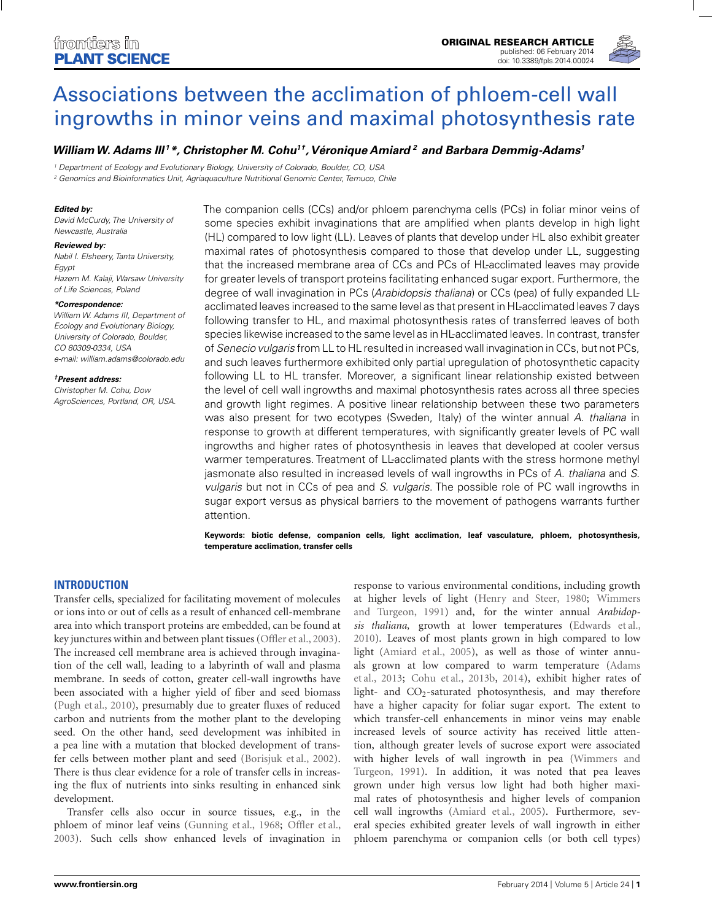ORIGINAL RESEARCH ARTICLE
published: 06 February 2014
doi: 10.3389/fpls.2014.00024

# Associations between the acclimation of phloem-cell wall ingrowths in minor veins and maximal photosynthesis rate

**William W. Adams III[1]*, Christopher M. Cohu[1†], Véronique Amiard[2] and Barbara Demmig-Adams[1]**

[1] Department of Ecology and Evolutionary Biology, University of Colorado, Boulder, CO, USA
[2] Genomics and Bioinformatics Unit, Agriaquaculture Nutritional Genomic Center, Temuco, Chile

**Edited by:**
David McCurdy, The University of Newcastle, Australia

**Reviewed by:**
Nabil I. Elsheery, Tanta University, Egypt
Hazem M. Kalaji, Warsaw University of Life Sciences, Poland

***Correspondence:**
William W. Adams III, Department of Ecology and Evolutionary Biology, University of Colorado, Boulder, CO 80309-0334, USA
e-mail: william.adams@colorado.edu

**†Present address:**
Christopher M. Cohu, Dow AgroSciences, Portland, OR, USA.

The companion cells (CCs) and/or phloem parenchyma cells (PCs) in foliar minor veins of some species exhibit invaginations that are amplified when plants develop in high light (HL) compared to low light (LL). Leaves of plants that develop under HL also exhibit greater maximal rates of photosynthesis compared to those that develop under LL, suggesting that the increased membrane area of CCs and PCs of HL-acclimated leaves may provide for greater levels of transport proteins facilitating enhanced sugar export. Furthermore, the degree of wall invagination in PCs (*Arabidopsis thaliana*) or CCs (pea) of fully expanded LL-acclimated leaves increased to the same level as that present in HL-acclimated leaves 7 days following transfer to HL, and maximal photosynthesis rates of transferred leaves of both species likewise increased to the same level as in HL-acclimated leaves. In contrast, transfer of *Senecio vulgaris* from LL to HL resulted in increased wall invagination in CCs, but not PCs, and such leaves furthermore exhibited only partial upregulation of photosynthetic capacity following LL to HL transfer. Moreover, a significant linear relationship existed between the level of cell wall ingrowths and maximal photosynthesis rates across all three species and growth light regimes. A positive linear relationship between these two parameters was also present for two ecotypes (Sweden, Italy) of the winter annual *A. thaliana* in response to growth at different temperatures, with significantly greater levels of PC wall ingrowths and higher rates of photosynthesis in leaves that developed at cooler versus warmer temperatures. Treatment of LL-acclimated plants with the stress hormone methyl jasmonate also resulted in increased levels of wall ingrowths in PCs of *A. thaliana* and *S. vulgaris* but not in CCs of pea and *S. vulgaris*. The possible role of PC wall ingrowths in sugar export versus as physical barriers to the movement of pathogens warrants further attention.

**Keywords: biotic defense, companion cells, light acclimation, leaf vasculature, phloem, photosynthesis, temperature acclimation, transfer cells**

## INTRODUCTION

Transfer cells, specialized for facilitating movement of molecules or ions into or out of cells as a result of enhanced cell-membrane area into which transport proteins are embedded, can be found at key junctures within and between plant tissues (Offler et al., 2003). The increased cell membrane area is achieved through invagination of the cell wall, leading to a labyrinth of wall and plasma membrane. In seeds of cotton, greater cell-wall ingrowths have been associated with a higher yield of fiber and seed biomass (Pugh et al., 2010), presumably due to greater fluxes of reduced carbon and nutrients from the mother plant to the developing seed. On the other hand, seed development was inhibited in a pea line with a mutation that blocked development of transfer cells between mother plant and seed (Borisjuk et al., 2002). There is thus clear evidence for a role of transfer cells in increasing the flux of nutrients into sinks resulting in enhanced sink development.

Transfer cells also occur in source tissues, e.g., in the phloem of minor leaf veins (Gunning et al., 1968; Offler et al., 2003). Such cells show enhanced levels of invagination in response to various environmental conditions, including growth at higher levels of light (Henry and Steer, 1980; Wimmers and Turgeon, 1991) and, for the winter annual *Arabidopsis thaliana*, growth at lower temperatures (Edwards et al., 2010). Leaves of most plants grown in high compared to low light (Amiard et al., 2005), as well as those of winter annuals grown at low compared to warm temperature (Adams et al., 2013; Cohu et al., 2013b, 2014), exhibit higher rates of light- and $CO_2$-saturated photosynthesis, and may therefore have a higher capacity for foliar sugar export. The extent to which transfer-cell enhancements in minor veins may enable increased levels of source activity has received little attention, although greater levels of sucrose export were associated with higher levels of wall ingrowth in pea (Wimmers and Turgeon, 1991). In addition, it was noted that pea leaves grown under high versus low light had both higher maximal rates of photosynthesis and higher levels of companion cell wall ingrowths (Amiard et al., 2005). Furthermore, several species exhibited greater levels of wall ingrowth in either phloem parenchyma or companion cells (or both cell types)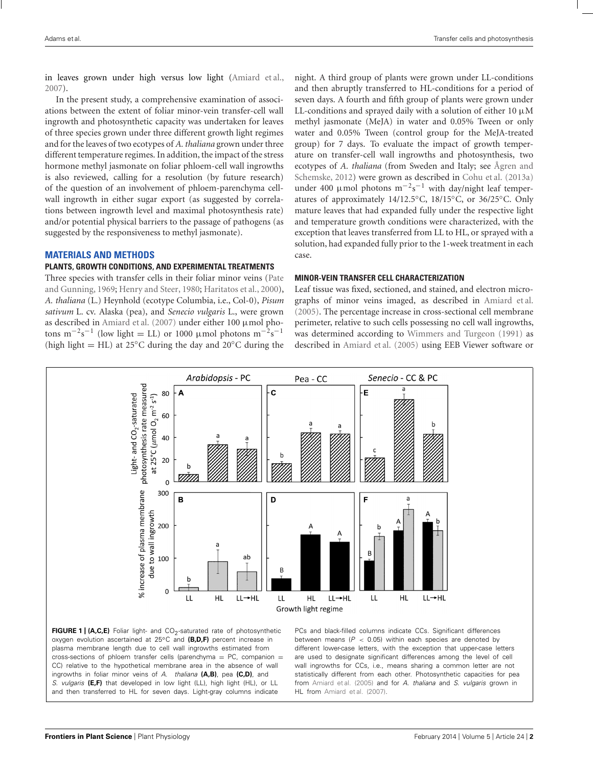in leaves grown under high versus low light (Amiard et al., 2007).

In the present study, a comprehensive examination of associations between the extent of foliar minor-vein transfer-cell wall ingrowth and photosynthetic capacity was undertaken for leaves of three species grown under three different growth light regimes and for the leaves of two ecotypes of *A. thaliana* grown under three different temperature regimes. In addition, the impact of the stress hormone methyl jasmonate on foliar phloem-cell wall ingrowths is also reviewed, calling for a resolution (by future research) of the question of an involvement of phloem-parenchyma cell-wall ingrowth in either sugar export (as suggested by correlations between ingrowth level and maximal photosynthesis rate) and/or potential physical barriers to the passage of pathogens (as suggested by the responsiveness to methyl jasmonate).

## MATERIALS AND METHODS

### PLANTS, GROWTH CONDITIONS, AND EXPERIMENTAL TREATMENTS

Three species with transfer cells in their foliar minor veins (Pate and Gunning, 1969; Henry and Steer, 1980; Haritatos et al., 2000), *A. thaliana* (L.) Heynhold (ecotype Columbia, i.e., Col-0), *Pisum sativum* L. cv. Alaska (pea), and *Senecio vulgaris* L., were grown as described in Amiard et al. (2007) under either 100 μmol photons $m^{-2}s^{-1}$ (low light = LL) or 1000 μmol photons $m^{-2}s^{-1}$ (high light = HL) at 25°C during the day and 20°C during the night. A third group of plants were grown under LL-conditions and then abruptly transferred to HL-conditions for a period of seven days. A fourth and fifth group of plants were grown under LL-conditions and sprayed daily with a solution of either 10 μM methyl jasmonate (MeJA) in water and 0.05% Tween or only water and 0.05% Tween (control group for the MeJA-treated group) for 7 days. To evaluate the impact of growth temperature on transfer-cell wall ingrowths and photosynthesis, two ecotypes of *A. thaliana* (from Sweden and Italy; see Ågren and Schemske, 2012) were grown as described in Cohu et al. (2013a) under 400 μmol photons $m^{-2}s^{-1}$ with day/night leaf temperatures of approximately 14/12.5°C, 18/15°C, or 36/25°C. Only mature leaves that had expanded fully under the respective light and temperature growth conditions were characterized, with the exception that leaves transferred from LL to HL, or sprayed with a solution, had expanded fully prior to the 1-week treatment in each case.

### MINOR-VEIN TRANSFER CELL CHARACTERIZATION

Leaf tissue was fixed, sectioned, and stained, and electron micrographs of minor veins imaged, as described in Amiard et al. (2005). The percentage increase in cross-sectional cell membrane perimeter, relative to such cells possessing no cell wall ingrowths, was determined according to Wimmers and Turgeon (1991) as described in Amiard et al. (2005) using EEB Viewer software or

**FIGURE 1 | (A,C,E)** Foliar light- and $CO_2$-saturated rate of photosynthetic oxygen evolution ascertained at 25°C and **(B,D,F)** percent increase in plasma membrane length due to cell wall ingrowths estimated from cross-sections of phloem transfer cells (parenchyma = PC, companion = CC) relative to the hypothetical membrane area in the absence of wall ingrowths in foliar minor veins of *A. thaliana* **(A,B)**, pea **(C,D)**, and *S. vulgaris* **(E,F)** that developed in low light (LL), high light (HL), or LL and then transferred to HL for seven days. Light-gray columns indicate PCs and black-filled columns indicate CCs. Significant differences between means ($P < 0.05$) within each species are denoted by different lower-case letters, with the exception that upper-case letters are used to designate significant differences among the level of cell wall ingrowths for CCs, i.e., means sharing a common letter are not statistically different from each other. Photosynthetic capacities for pea from Amiard et al. (2005) and for *A. thaliana* and *S. vulgaris* grown in HL from Amiard et al. (2007).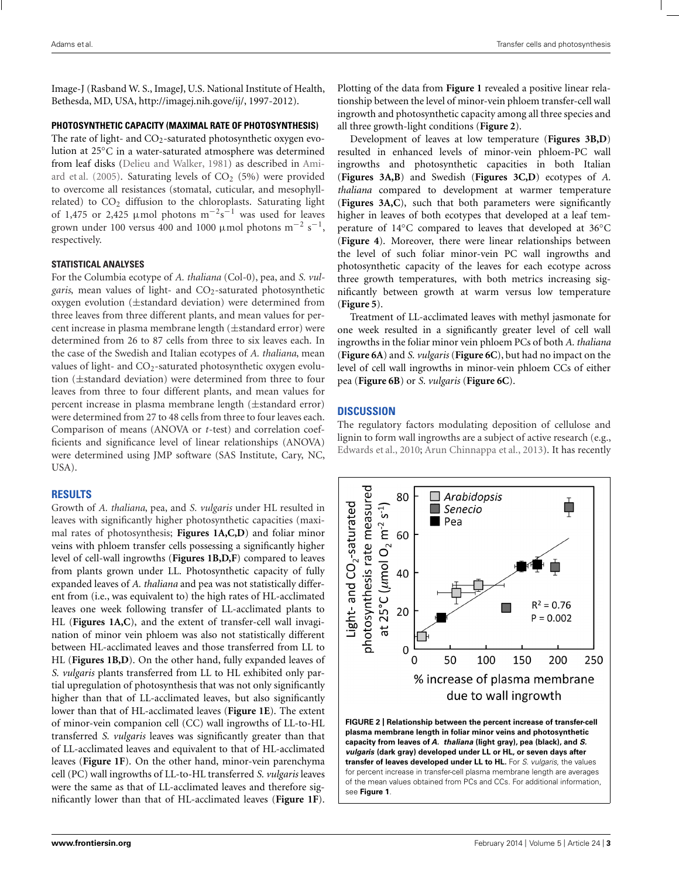Image-J (Rasband W. S., ImageJ, U.S. National Institute of Health, Bethesda, MD, USA, http://imagej.nih.gove/ij/, 1997-2012).

### PHOTOSYNTHETIC CAPACITY (MAXIMAL RATE OF PHOTOSYNTHESIS)

The rate of light- and $CO_2$-saturated photosynthetic oxygen evolution at 25°C in a water-saturated atmosphere was determined from leaf disks (Delieu and Walker, 1981) as described in Amiard et al. (2005). Saturating levels of $CO_2$ (5%) were provided to overcome all resistances (stomatal, cuticular, and mesophyll-related) to $CO_2$ diffusion to the chloroplasts. Saturating light of 1,475 or 2,425 μmol photons $m^{-2}s^{-1}$ was used for leaves grown under 100 versus 400 and 1000 μmol photons $m^{-2}$ $s^{-1}$, respectively.

### STATISTICAL ANALYSES

For the Columbia ecotype of *A. thaliana* (Col-0), pea, and *S. vulgaris*, mean values of light- and $CO_2$-saturated photosynthetic oxygen evolution (±standard deviation) were determined from three leaves from three different plants, and mean values for percent increase in plasma membrane length (±standard error) were determined from 26 to 87 cells from three to six leaves each. In the case of the Swedish and Italian ecotypes of *A. thaliana*, mean values of light- and $CO_2$-saturated photosynthetic oxygen evolution (±standard deviation) were determined from three to four leaves from three to four different plants, and mean values for percent increase in plasma membrane length (±standard error) were determined from 27 to 48 cells from three to four leaves each. Comparison of means (ANOVA or *t*-test) and correlation coefficients and significance level of linear relationships (ANOVA) were determined using JMP software (SAS Institute, Cary, NC, USA).

## RESULTS

Growth of *A. thaliana*, pea, and *S. vulgaris* under HL resulted in leaves with significantly higher photosynthetic capacities (maximal rates of photosynthesis; **Figures 1A,C,D**) and foliar minor veins with phloem transfer cells possessing a significantly higher level of cell-wall ingrowths (**Figures 1B,D,F**) compared to leaves from plants grown under LL. Photosynthetic capacity of fully expanded leaves of *A. thaliana* and pea was not statistically different from (i.e., was equivalent to) the high rates of HL-acclimated leaves one week following transfer of LL-acclimated plants to HL (**Figures 1A,C**), and the extent of transfer-cell wall invagination of minor vein phloem was also not statistically different between HL-acclimated leaves and those transferred from LL to HL (**Figures 1B,D**). On the other hand, fully expanded leaves of *S. vulgaris* plants transferred from LL to HL exhibited only partial upregulation of photosynthesis that was not only significantly higher than that of LL-acclimated leaves, but also significantly lower than that of HL-acclimated leaves (**Figure 1E**). The extent of minor-vein companion cell (CC) wall ingrowths of LL-to-HL transferred *S. vulgaris* leaves was significantly greater than that of LL-acclimated leaves and equivalent to that of HL-acclimated leaves (**Figure 1F**). On the other hand, minor-vein parenchyma cell (PC) wall ingrowths of LL-to-HL transferred *S. vulgaris* leaves were the same as that of LL-acclimated leaves and therefore significantly lower than that of HL-acclimated leaves (**Figure 1F**). Plotting of the data from **Figure 1** revealed a positive linear relationship between the level of minor-vein phloem transfer-cell wall ingrowth and photosynthetic capacity among all three species and all three growth-light conditions (**Figure 2**).

Development of leaves at low temperature (**Figures 3B,D**) resulted in enhanced levels of minor-vein phloem-PC wall ingrowths and photosynthetic capacities in both Italian (**Figures 3A,B**) and Swedish (**Figures 3C,D**) ecotypes of *A. thaliana* compared to development at warmer temperature (**Figures 3A,C**), such that both parameters were significantly higher in leaves of both ecotypes that developed at a leaf temperature of 14°C compared to leaves that developed at 36°C (**Figure 4**). Moreover, there were linear relationships between the level of such foliar minor-vein PC wall ingrowths and photosynthetic capacity of the leaves for each ecotype across three growth temperatures, with both metrics increasing significantly between growth at warm versus low temperature (**Figure 5**).

Treatment of LL-acclimated leaves with methyl jasmonate for one week resulted in a significantly greater level of cell wall ingrowths in the foliar minor vein phloem PCs of both *A. thaliana* (**Figure 6A**) and *S. vulgaris* (**Figure 6C**), but had no impact on the level of cell wall ingrowths in minor-vein phloem CCs of either pea (**Figure 6B**) or *S. vulgaris* (**Figure 6C**).

## DISCUSSION

The regulatory factors modulating deposition of cellulose and lignin to form wall ingrowths are a subject of active research (e.g., Edwards et al., 2010; Arun Chinnappa et al., 2013). It has recently

**FIGURE 2 | Relationship between the percent increase of transfer-cell plasma membrane length in foliar minor veins and photosynthetic capacity from leaves of *A. thaliana* (light gray), pea (black), and *S. vulgaris* (dark gray) developed under LL or HL, or seven days after transfer of leaves developed under LL to HL.** For *S. vulgaris*, the values for percent increase in transfer-cell plasma membrane length are averages of the mean values obtained from PCs and CCs. For additional information, see **Figure 1**.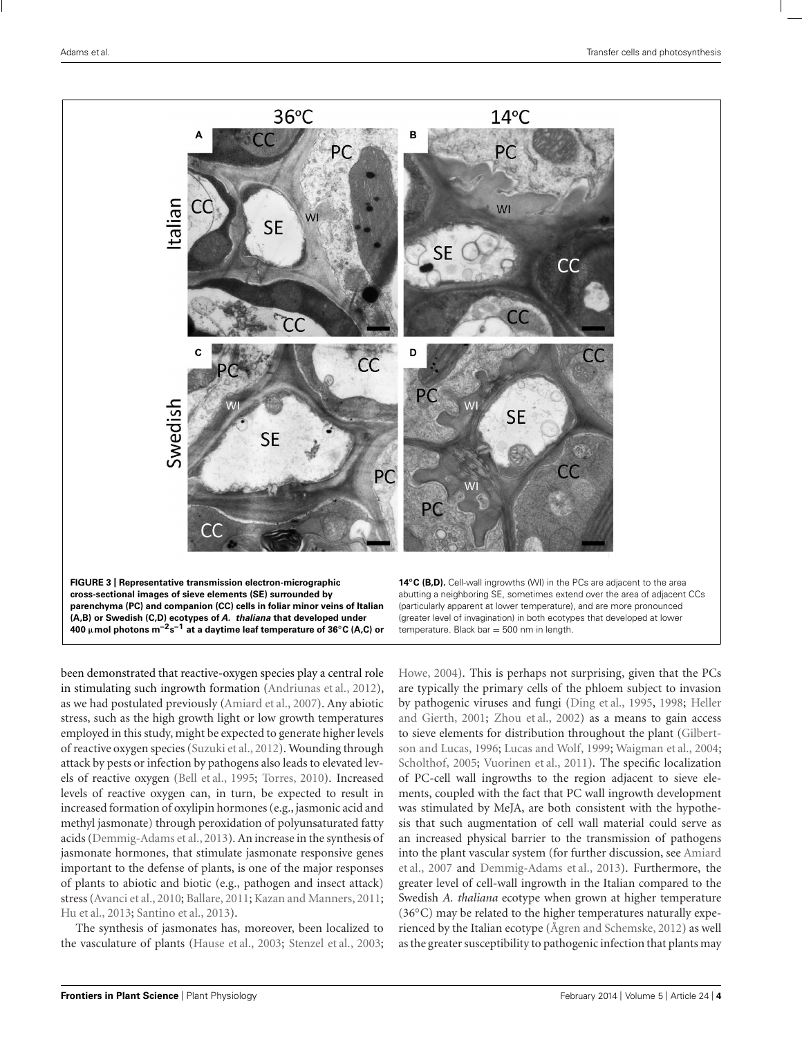**FIGURE 3 | Representative transmission electron-micrographic cross-sectional images of sieve elements (SE) surrounded by parenchyma (PC) and companion (CC) cells in foliar minor veins of Italian (A,B) or Swedish (C,D) ecotypes of *A. thaliana* that developed under 400 μmol photons $m^{-2}s^{-1}$ at a daytime leaf temperature of 36°C (A,C) or 14°C (B,D).** Cell-wall ingrowths (WI) in the PCs are adjacent to the area abutting a neighboring SE, sometimes extend over the area of adjacent CCs (particularly apparent at lower temperature), and are more pronounced (greater level of invagination) in both ecotypes that developed at lower temperature. Black bar = 500 nm in length.

been demonstrated that reactive-oxygen species play a central role in stimulating such ingrowth formation (Andriunas et al., 2012), as we had postulated previously (Amiard et al., 2007). Any abiotic stress, such as the high growth light or low growth temperatures employed in this study, might be expected to generate higher levels of reactive oxygen species (Suzuki et al., 2012). Wounding through attack by pests or infection by pathogens also leads to elevated levels of reactive oxygen (Bell et al., 1995; Torres, 2010). Increased levels of reactive oxygen can, in turn, be expected to result in increased formation of oxylipin hormones (e.g., jasmonic acid and methyl jasmonate) through peroxidation of polyunsaturated fatty acids (Demmig-Adams et al., 2013). An increase in the synthesis of jasmonate hormones, that stimulate jasmonate responsive genes important to the defense of plants, is one of the major responses of plants to abiotic and biotic (e.g., pathogen and insect attack) stress (Avanci et al., 2010; Ballare, 2011; Kazan and Manners, 2011; Hu et al., 2013; Santino et al., 2013).

The synthesis of jasmonates has, moreover, been localized to the vasculature of plants (Hause et al., 2003; Stenzel et al., 2003; Howe, 2004). This is perhaps not surprising, given that the PCs are typically the primary cells of the phloem subject to invasion by pathogenic viruses and fungi (Ding et al., 1995, 1998; Heller and Gierth, 2001; Zhou et al., 2002) as a means to gain access to sieve elements for distribution throughout the plant (Gilbertson and Lucas, 1996; Lucas and Wolf, 1999; Waigman et al., 2004; Scholthof, 2005; Vuorinen et al., 2011). The specific localization of PC-cell wall ingrowths to the region adjacent to sieve elements, coupled with the fact that PC wall ingrowth development was stimulated by MeJA, are both consistent with the hypothesis that such augmentation of cell wall material could serve as an increased physical barrier to the transmission of pathogens into the plant vascular system (for further discussion, see Amiard et al., 2007 and Demmig-Adams et al., 2013). Furthermore, the greater level of cell-wall ingrowth in the Italian compared to the Swedish *A. thaliana* ecotype when grown at higher temperature (36°C) may be related to the higher temperatures naturally experienced by the Italian ecotype (Ågren and Schemske, 2012) as well as the greater susceptibility to pathogenic infection that plants may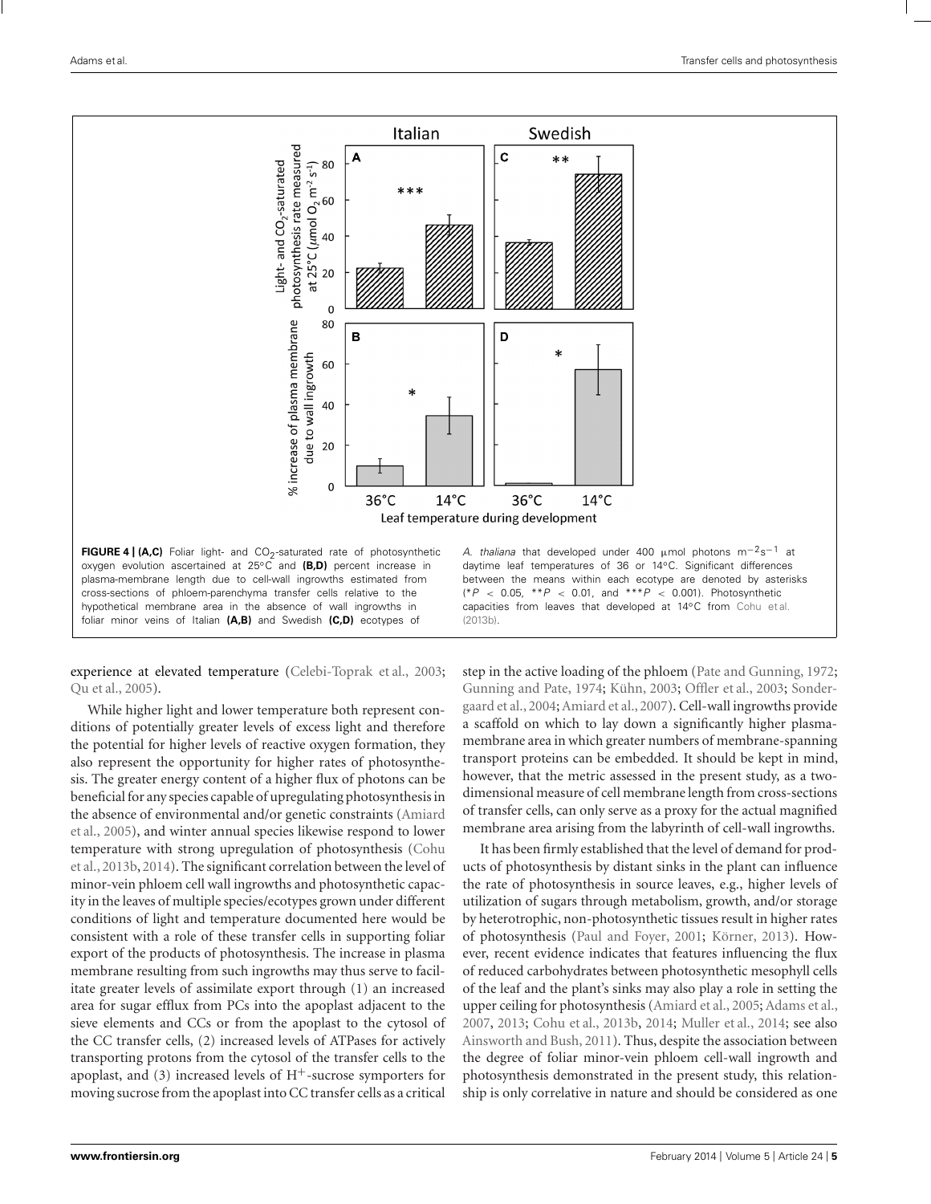**FIGURE 4 | (A,C)** Foliar light- and $CO_2$-saturated rate of photosynthetic oxygen evolution ascertained at 25°C and **(B,D)** percent increase in plasma-membrane length due to cell-wall ingrowths estimated from cross-sections of phloem-parenchyma transfer cells relative to the hypothetical membrane area in the absence of wall ingrowths in foliar minor veins of Italian **(A,B)** and Swedish **(C,D)** ecotypes of *A. thaliana* that developed under 400 μmol photons $m^{-2}s^{-1}$ at daytime leaf temperatures of 36 or 14°C. Significant differences between the means within each ecotype are denoted by asterisks (*$P$ < 0.05, **$P$ < 0.01, and ***$P$ < 0.001). Photosynthetic capacities from leaves that developed at 14°C from Cohu et al. (2013b).

experience at elevated temperature (Celebi-Toprak et al., 2003; Qu et al., 2005).

While higher light and lower temperature both represent conditions of potentially greater levels of excess light and therefore the potential for higher levels of reactive oxygen formation, they also represent the opportunity for higher rates of photosynthesis. The greater energy content of a higher flux of photons can be beneficial for any species capable of upregulating photosynthesis in the absence of environmental and/or genetic constraints (Amiard et al., 2005), and winter annual species likewise respond to lower temperature with strong upregulation of photosynthesis (Cohu et al., 2013b, 2014). The significant correlation between the level of minor-vein phloem cell wall ingrowths and photosynthetic capacity in the leaves of multiple species/ecotypes grown under different conditions of light and temperature documented here would be consistent with a role of these transfer cells in supporting foliar export of the products of photosynthesis. The increase in plasma membrane resulting from such ingrowths may thus serve to facilitate greater levels of assimilate export through (1) an increased area for sugar efflux from PCs into the apoplast adjacent to the sieve elements and CCs or from the apoplast to the cytosol of the CC transfer cells, (2) increased levels of ATPases for actively transporting protons from the cytosol of the transfer cells to the apoplast, and (3) increased levels of $H^+$-sucrose symporters for moving sucrose from the apoplast into CC transfer cells as a critical step in the active loading of the phloem (Pate and Gunning, 1972; Gunning and Pate, 1974; Kühn, 2003; Offler et al., 2003; Sondergaard et al., 2004; Amiard et al., 2007). Cell-wall ingrowths provide a scaffold on which to lay down a significantly higher plasma-membrane area in which greater numbers of membrane-spanning transport proteins can be embedded. It should be kept in mind, however, that the metric assessed in the present study, as a two-dimensional measure of cell membrane length from cross-sections of transfer cells, can only serve as a proxy for the actual magnified membrane area arising from the labyrinth of cell-wall ingrowths.

It has been firmly established that the level of demand for products of photosynthesis by distant sinks in the plant can influence the rate of photosynthesis in source leaves, e.g., higher levels of utilization of sugars through metabolism, growth, and/or storage by heterotrophic, non-photosynthetic tissues result in higher rates of photosynthesis (Paul and Foyer, 2001; Körner, 2013). However, recent evidence indicates that features influencing the flux of reduced carbohydrates between photosynthetic mesophyll cells of the leaf and the plant's sinks may also play a role in setting the upper ceiling for photosynthesis (Amiard et al., 2005; Adams et al., 2007, 2013; Cohu et al., 2013b, 2014; Muller et al., 2014; see also Ainsworth and Bush, 2011). Thus, despite the association between the degree of foliar minor-vein phloem cell-wall ingrowth and photosynthesis demonstrated in the present study, this relationship is only correlative in nature and should be considered as one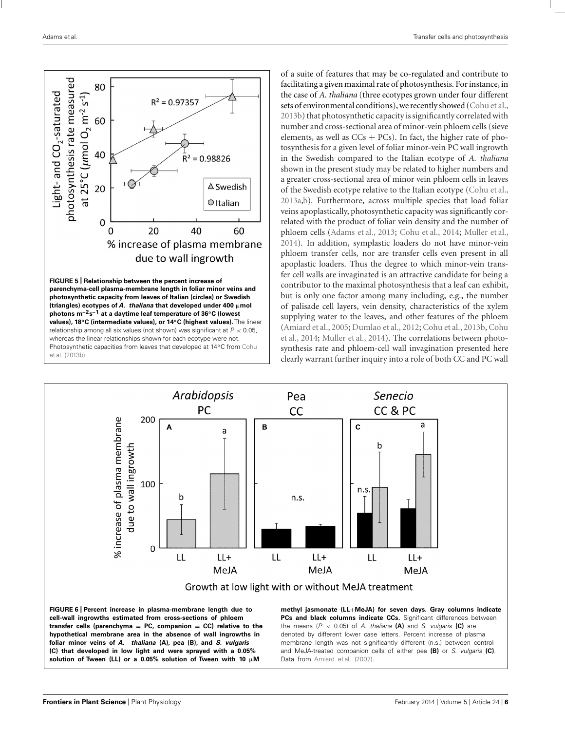**FIGURE 5 | Relationship between the percent increase of parenchyma-cell plasma-membrane length in foliar minor veins and photosynthetic capacity from leaves of Italian (circles) or Swedish (triangles) ecotypes of *A. thaliana* that developed under 400 μmol photons $m^{-2}s^{-1}$ at a daytime leaf temperature of 36°C (lowest values), 18°C (intermediate values), or 14°C (highest values).** The linear relationship among all six values (not shown) was significant at $P < 0.05$, whereas the linear relationships shown for each ecotype were not. Photosynthetic capacities from leaves that developed at 14°C from Cohu et al. (2013b).

of a suite of features that may be co-regulated and contribute to facilitating a given maximal rate of photosynthesis. For instance, in the case of *A. thaliana* (three ecotypes grown under four different sets of environmental conditions), we recently showed (Cohu et al., 2013b) that photosynthetic capacity is significantly correlated with number and cross-sectional area of minor-vein phloem cells (sieve elements, as well as CCs + PCs). In fact, the higher rate of photosynthesis for a given level of foliar minor-vein PC wall ingrowth in the Swedish compared to the Italian ecotype of *A. thaliana* shown in the present study may be related to higher numbers and a greater cross-sectional area of minor vein phloem cells in leaves of the Swedish ecotype relative to the Italian ecotype (Cohu et al., 2013a,b). Furthermore, across multiple species that load foliar veins apoplastically, photosynthetic capacity was significantly correlated with the product of foliar vein density and the number of phloem cells (Adams et al., 2013; Cohu et al., 2014; Muller et al., 2014). In addition, symplastic loaders do not have minor-vein phloem transfer cells, nor are transfer cells even present in all apoplastic loaders. Thus the degree to which minor-vein transfer cell walls are invaginated is an attractive candidate for being a contributor to the maximal photosynthesis that a leaf can exhibit, but is only one factor among many including, e.g., the number of palisade cell layers, vein density, characteristics of the xylem supplying water to the leaves, and other features of the phloem (Amiard et al., 2005; Dumlao et al., 2012; Cohu et al., 2013b, Cohu et al., 2014; Muller et al., 2014). The correlations between photosynthesis rate and phloem-cell wall invagination presented here clearly warrant further inquiry into a role of both CC and PC wall

**FIGURE 6 | Percent increase in plasma-membrane length due to cell-wall ingrowths estimated from cross-sections of phloem transfer cells (parenchyma = PC, companion = CC) relative to the hypothetical membrane area in the absence of wall ingrowths in foliar minor veins of *A. thaliana* (A), pea (B), and *S. vulgaris* (C) that developed in low light and were sprayed with a 0.05% solution of Tween (LL) or a 0.05% solution of Tween with 10 μM methyl jasmonate (LL+MeJA) for seven days. Gray columns indicate PCs and black columns indicate CCs.** Significant differences between the means ($P < 0.05$) of *A. thaliana* **(A)** and *S. vulgaris* **(C)** are denoted by different lower case letters. Percent increase of plasma membrane length was not significantly different (n.s.) between control and MeJA-treated companion cells of either pea **(B)** or *S. vulgaris* **(C)**. Data from Amiard et al. (2007).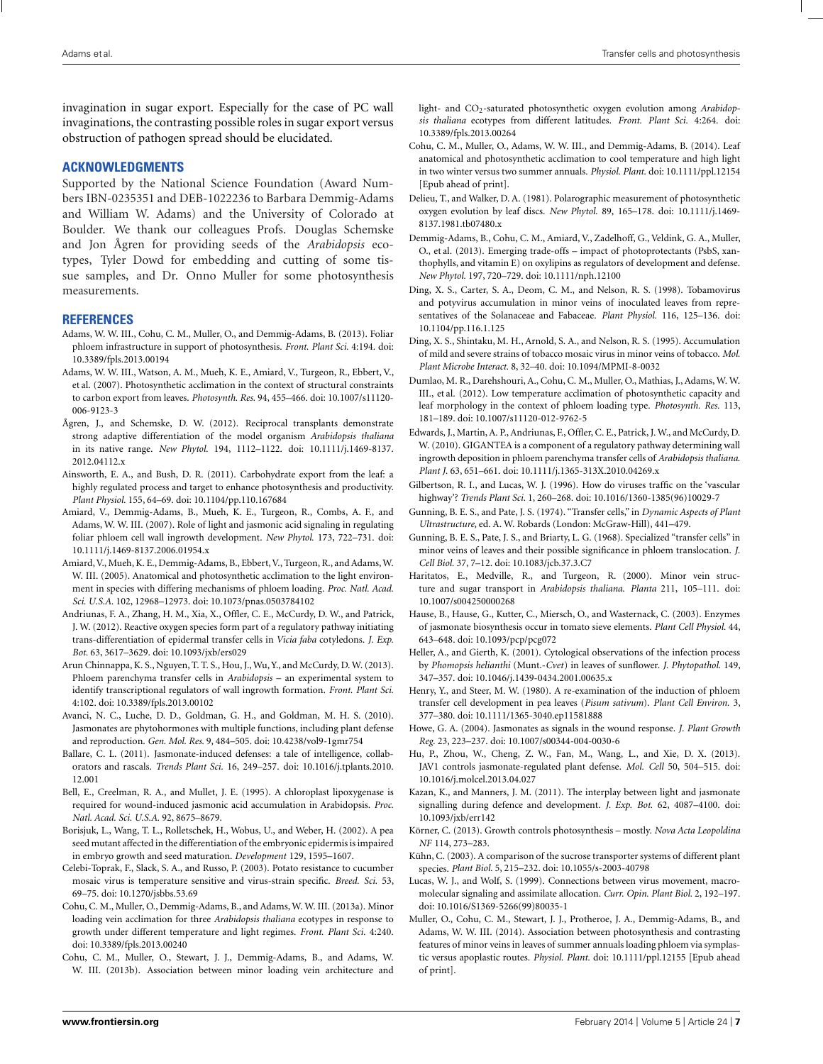invagination in sugar export. Especially for the case of PC wall invaginations, the contrasting possible roles in sugar export versus obstruction of pathogen spread should be elucidated.

## ACKNOWLEDGMENTS

Supported by the National Science Foundation (Award Numbers IBN-0235351 and DEB-1022236 to Barbara Demmig-Adams and William W. Adams) and the University of Colorado at Boulder. We thank our colleagues Profs. Douglas Schemske and Jon Ågren for providing seeds of the *Arabidopsis* ecotypes, Tyler Dowd for embedding and cutting of some tissue samples, and Dr. Onno Muller for some photosynthesis measurements.

## REFERENCES

Adams, W. W. III., Cohu, C. M., Muller, O., and Demmig-Adams, B. (2013). Foliar phloem infrastructure in support of photosynthesis. *Front. Plant Sci.* 4:194. doi: 10.3389/fpls.2013.00194

Adams, W. W. III., Watson, A. M., Mueh, K. E., Amiard, V., Turgeon, R., Ebbert, V., et al. (2007). Photosynthetic acclimation in the context of structural constraints to carbon export from leaves. *Photosynth. Res.* 94, 455–466. doi: 10.1007/s11120-006-9123-3

Ågren, J., and Schemske, D. W. (2012). Reciprocal transplants demonstrate strong adaptive differentiation of the model organism *Arabidopsis thaliana* in its native range. *New Phytol.* 194, 1112–1122. doi: 10.1111/j.1469-8137.2012.04112.x

Ainsworth, E. A., and Bush, D. R. (2011). Carbohydrate export from the leaf: a highly regulated process and target to enhance photosynthesis and productivity. *Plant Physiol.* 155, 64–69. doi: 10.1104/pp.110.167684

Amiard, V., Demmig-Adams, B., Mueh, K. E., Turgeon, R., Combs, A. F., and Adams, W. W. III. (2007). Role of light and jasmonic acid signaling in regulating foliar phloem cell wall ingrowth development. *New Phytol.* 173, 722–731. doi: 10.1111/j.1469-8137.2006.01954.x

Amiard, V., Mueh, K. E., Demmig-Adams, B., Ebbert, V., Turgeon, R., and Adams, W. W. III. (2005). Anatomical and photosynthetic acclimation to the light environment in species with differing mechanisms of phloem loading. *Proc. Natl. Acad. Sci. U.S.A.* 102, 12968–12973. doi: 10.1073/pnas.0503784102

Andriunas, F. A., Zhang, H. M., Xia, X., Offler, C. E., McCurdy, D. W., and Patrick, J. W. (2012). Reactive oxygen species form part of a regulatory pathway initiating trans-differentiation of epidermal transfer cells in *Vicia faba* cotyledons. *J. Exp. Bot.* 63, 3617–3629. doi: 10.1093/jxb/ers029

Arun Chinnappa, K. S., Nguyen, T. T. S., Hou, J., Wu, Y., and McCurdy, D. W. (2013). Phloem parenchyma transfer cells in *Arabidopsis* – an experimental system to identify transcriptional regulators of wall ingrowth formation. *Front. Plant Sci.* 4:102. doi: 10.3389/fpls.2013.00102

Avanci, N. C., Luche, D. D., Goldman, G. H., and Goldman, M. H. S. (2010). Jasmonates are phytohormones with multiple functions, including plant defense and reproduction. *Gen. Mol. Res.* 9, 484–505. doi: 10.4238/vol9-1gmr754

Ballare, C. L. (2011). Jasmonate-induced defenses: a tale of intelligence, collaborators and rascals. *Trends Plant Sci.* 16, 249–257. doi: 10.1016/j.tplants.2010.12.001

Bell, E., Creelman, R. A., and Mullet, J. E. (1995). A chloroplast lipoxygenase is required for wound-induced jasmonic acid accumulation in Arabidopsis. *Proc. Natl. Acad. Sci. U.S.A.* 92, 8675–8679.

Borisjuk, L., Wang, T. L., Rolletschek, H., Wobus, U., and Weber, H. (2002). A pea seed mutant affected in the differentiation of the embryonic epidermis is impaired in embryo growth and seed maturation. *Development* 129, 1595–1607.

Celebi-Toprak, F., Slack, S. A., and Russo, P. (2003). Potato resistance to cucumber mosaic virus is temperature sensitive and virus-strain specific. *Breed. Sci.* 53, 69–75. doi: 10.1270/jsbbs.53.69

Cohu, C. M., Muller, O., Demmig-Adams, B., and Adams, W. W. III. (2013a). Minor loading vein acclimation for three *Arabidopsis thaliana* ecotypes in response to growth under different temperature and light regimes. *Front. Plant Sci.* 4:240. doi: 10.3389/fpls.2013.00240

Cohu, C. M., Muller, O., Stewart, J. J., Demmig-Adams, B., and Adams, W. W. III. (2013b). Association between minor loading vein architecture and light- and $CO_2$-saturated photosynthetic oxygen evolution among *Arabidopsis thaliana* ecotypes from different latitudes. *Front. Plant Sci.* 4:264. doi: 10.3389/fpls.2013.00264

Cohu, C. M., Muller, O., Adams, W. W. III., and Demmig-Adams, B. (2014). Leaf anatomical and photosynthetic acclimation to cool temperature and high light in two winter versus two summer annuals. *Physiol. Plant.* doi: 10.1111/ppl.12154 [Epub ahead of print].

Delieu, T., and Walker, D. A. (1981). Polarographic measurement of photosynthetic oxygen evolution by leaf discs. *New Phytol.* 89, 165–178. doi: 10.1111/j.1469-8137.1981.tb07480.x

Demmig-Adams, B., Cohu, C. M., Amiard, V., Zadelhoff, G., Veldink, G. A., Muller, O., et al. (2013). Emerging trade-offs – impact of photoprotectants (PsbS, xanthophylls, and vitamin E) on oxylipins as regulators of development and defense. *New Phytol.* 197, 720–729. doi: 10.1111/nph.12100

Ding, X. S., Carter, S. A., Deom, C. M., and Nelson, R. S. (1998). Tobamovirus and potyvirus accumulation in minor veins of inoculated leaves from representatives of the Solanaceae and Fabaceae. *Plant Physiol.* 116, 125–136. doi: 10.1104/pp.116.1.125

Ding, X. S., Shintaku, M. H., Arnold, S. A., and Nelson, R. S. (1995). Accumulation of mild and severe strains of tobacco mosaic virus in minor veins of tobacco. *Mol. Plant Microbe Interact.* 8, 32–40. doi: 10.1094/MPMI-8-0032

Dumlao, M. R., Darehshouri, A., Cohu, C. M., Muller, O., Mathias, J., Adams, W. W. III., et al. (2012). Low temperature acclimation of photosynthetic capacity and leaf morphology in the context of phloem loading type. *Photosynth. Res.* 113, 181–189. doi: 10.1007/s11120-012-9762-5

Edwards, J., Martin, A. P., Andriunas, F., Offler, C. E., Patrick, J. W., and McCurdy, D. W. (2010). GIGANTEA is a component of a regulatory pathway determining wall ingrowth deposition in phloem parenchyma transfer cells of *Arabidopsis thaliana*. *Plant J.* 63, 651–661. doi: 10.1111/j.1365-313X.2010.04269.x

Gilbertson, R. I., and Lucas, W. J. (1996). How do viruses traffic on the 'vascular highway'? *Trends Plant Sci.* 1, 260–268. doi: 10.1016/1360-1385(96)10029-7

Gunning, B. E. S., and Pate, J. S. (1974). "Transfer cells," in *Dynamic Aspects of Plant Ultrastructure*, ed. A. W. Robards (London: McGraw-Hill), 441–479.

Gunning, B. E. S., Pate, J. S., and Briarty, L. G. (1968). Specialized "transfer cells" in minor veins of leaves and their possible significance in phloem translocation. *J. Cell Biol.* 37, 7–12. doi: 10.1083/jcb.37.3.C7

Haritatos, E., Medville, R., and Turgeon, R. (2000). Minor vein structure and sugar transport in *Arabidopsis thaliana*. *Planta* 211, 105–111. doi: 10.1007/s004250000268

Hause, B., Hause, G., Kutter, C., Miersch, O., and Wasternack, C. (2003). Enzymes of jasmonate biosynthesis occur in tomato sieve elements. *Plant Cell Physiol.* 44, 643–648. doi: 10.1093/pcp/pcg072

Heller, A., and Gierth, K. (2001). Cytological observations of the infection process by *Phomopsis helianthi* (Munt.-*Cvet*) in leaves of sunflower. *J. Phytopathol.* 149, 347–357. doi: 10.1046/j.1439-0434.2001.00635.x

Henry, Y., and Steer, M. W. (1980). A re-examination of the induction of phloem transfer cell development in pea leaves (*Pisum sativum*). *Plant Cell Environ.* 3, 377–380. doi: 10.1111/1365-3040.ep11581888

Howe, G. A. (2004). Jasmonates as signals in the wound response. *J. Plant Growth Reg.* 23, 223–237. doi: 10.1007/s00344-004-0030-6

Hu, P., Zhou, W., Cheng, Z. W., Fan, M., Wang, L., and Xie, D. X. (2013). JAV1 controls jasmonate-regulated plant defense. *Mol. Cell* 50, 504–515. doi: 10.1016/j.molcel.2013.04.027

Kazan, K., and Manners, J. M. (2011). The interplay between light and jasmonate signalling during defence and development. *J. Exp. Bot.* 62, 4087–4100. doi: 10.1093/jxb/err142

Körner, C. (2013). Growth controls photosynthesis – mostly. *Nova Acta Leopoldina NF* 114, 273–283.

Kühn, C. (2003). A comparison of the sucrose transporter systems of different plant species. *Plant Biol.* 5, 215–232. doi: 10.1055/s-2003-40798

Lucas, W. J., and Wolf, S. (1999). Connections between virus movement, macromolecular signaling and assimilate allocation. *Curr. Opin. Plant Biol.* 2, 192–197. doi: 10.1016/S1369-5266(99)80035-1

Muller, O., Cohu, C. M., Stewart, J. J., Protheroe, J. A., Demmig-Adams, B., and Adams, W. W. III. (2014). Association between photosynthesis and contrasting features of minor veins in leaves of summer annuals loading phloem via symplastic versus apoplastic routes. *Physiol. Plant.* doi: 10.1111/ppl.12155 [Epub ahead of print].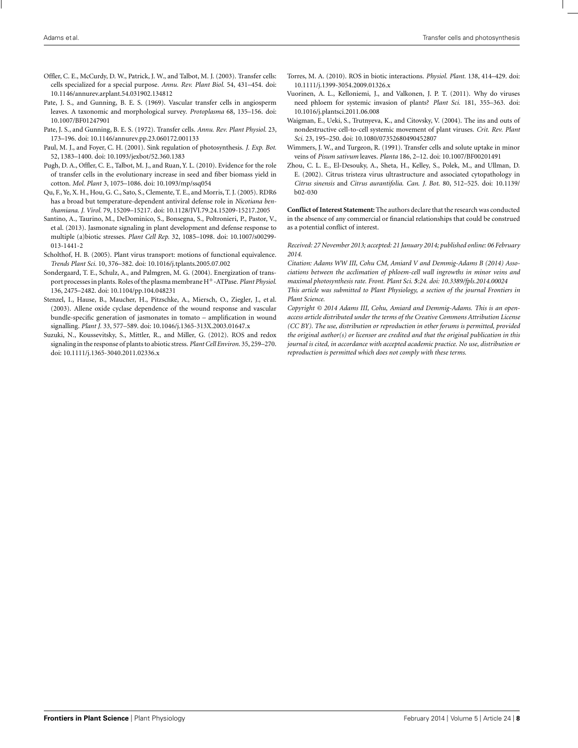Offler, C. E., McCurdy, D. W., Patrick, J. W., and Talbot, M. J. (2003). Transfer cells: cells specialized for a special purpose. *Annu. Rev. Plant Biol.* 54, 431–454. doi: 10.1146/annurev.arplant.54.031902.134812

Pate, J. S., and Gunning, B. E. S. (1969). Vascular transfer cells in angiosperm leaves. A taxonomic and morphological survey. *Protoplasma* 68, 135–156. doi: 10.1007/BF01247901

Pate, J. S., and Gunning, B. E. S. (1972). Transfer cells. *Annu. Rev. Plant Physiol.* 23, 173–196. doi: 10.1146/annurev.pp.23.060172.001133

Paul, M. J., and Foyer, C. H. (2001). Sink regulation of photosynthesis. *J. Exp. Bot.* 52, 1383–1400. doi: 10.1093/jexbot/52.360.1383

Pugh, D. A., Offler, C. E., Talbot, M. J., and Ruan, Y. L. (2010). Evidence for the role of transfer cells in the evolutionary increase in seed and fiber biomass yield in cotton. *Mol. Plant* 3, 1075–1086. doi: 10.1093/mp/ssq054

Qu, F., Ye, X. H., Hou, G. C., Sato, S., Clemente, T. E., and Morris, T. J. (2005). RDR6 has a broad but temperature-dependent antiviral defense role in *Nicotiana benthamiana*. *J. Virol.* 79, 15209–15217. doi: 10.1128/JVI.79.24.15209-15217.2005

Santino, A., Taurino, M., DeDominico, S., Bonsegna, S., Poltronieri, P., Pastor, V., et al. (2013). Jasmonate signaling in plant development and defense response to multiple (a)biotic stresses. *Plant Cell Rep.* 32, 1085–1098. doi: 10.1007/s00299-013-1441-2

Scholthof, H. B. (2005). Plant virus transport: motions of functional equivalence. *Trends Plant Sci.* 10, 376–382. doi: 10.1016/j.tplants.2005.07.002

Sondergaard, T. E., Schulz, A., and Palmgren, M. G. (2004). Energization of transport processes in plants. Roles of the plasma membrane $H^{+}$-ATPase. *Plant Physiol.* 136, 2475–2482. doi: 10.1104/pp.104.048231

Stenzel, I., Hause, B., Maucher, H., Pitzschke, A., Miersch, O., Ziegler, J., et al. (2003). Allene oxide cyclase dependence of the wound response and vascular bundle-specific generation of jasmonates in tomato – amplification in wound signalling. *Plant J.* 33, 577–589. doi: 10.1046/j.1365-313X.2003.01647.x

Suzuki, N., Koussevitsky, S., Mittler, R., and Miller, G. (2012). ROS and redox signaling in the response of plants to abiotic stress. *Plant Cell Environ.* 35, 259–270. doi: 10.1111/j.1365-3040.2011.02336.x

Torres, M. A. (2010). ROS in biotic interactions. *Physiol. Plant.* 138, 414–429. doi: 10.1111/j.1399-3054.2009.01326.x

Vuorinen, A. L., Kelloniemi, J., and Valkonen, J. P. T. (2011). Why do viruses need phloem for systemic invasion of plants? *Plant Sci.* 181, 355–363. doi: 10.1016/j.plantsci.2011.06.008

Waigman, E., Ueki, S., Trutnyeva, K., and Citovsky, V. (2004). The ins and outs of nondestructive cell-to-cell systemic movement of plant viruses. *Crit. Rev. Plant Sci.* 23, 195–250. doi: 10.1080/07352680490452807

Wimmers, J. W., and Turgeon, R. (1991). Transfer cells and solute uptake in minor veins of *Pisum sativum* leaves. *Planta* 186, 2–12. doi: 10.1007/BF00201491

Zhou, C. L. E., El-Desouky, A., Sheta, H., Kelley, S., Polek, M., and Ullman, D. E. (2002). Citrus tristeza virus ultrastructure and associated cytopathology in *Citrus sinensis* and *Citrus aurantifolia*. *Can. J. Bot.* 80, 512–525. doi: 10.1139/b02-030

**Conflict of Interest Statement:** The authors declare that the research was conducted in the absence of any commercial or financial relationships that could be construed as a potential conflict of interest.

*Received: 27 November 2013; accepted: 21 January 2014; published online: 06 February 2014.*

*Citation: Adams WW III, Cohu CM, Amiard V and Demmig-Adams B (2014) Associations between the acclimation of phloem-cell wall ingrowths in minor veins and maximal photosynthesis rate. Front. Plant Sci.* ***5****:24. doi: 10.3389/fpls.2014.00024*

*This article was submitted to Plant Physiology, a section of the journal Frontiers in Plant Science.*

*Copyright © 2014 Adams III, Cohu, Amiard and Demmig-Adams. This is an open-access article distributed under the terms of the Creative Commons Attribution License (CC BY). The use, distribution or reproduction in other forums is permitted, provided the original author(s) or licensor are credited and that the original publication in this journal is cited, in accordance with accepted academic practice. No use, distribution or reproduction is permitted which does not comply with these terms.*